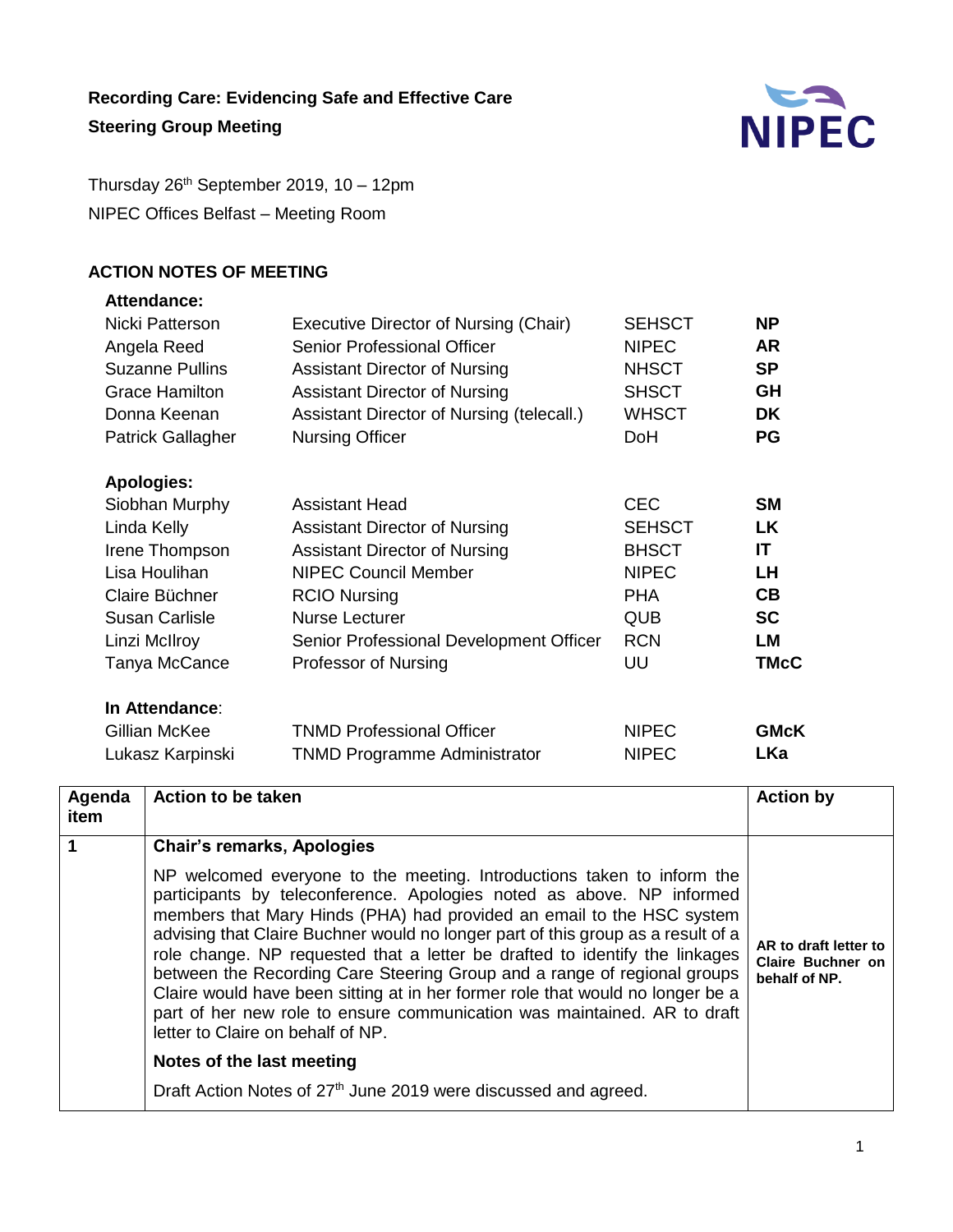**Recording Care: Evidencing Safe and Effective Care**

**Steering Group Meeting**

Thursday 26th September 2019, 10 – 12pm

NIPEC Offices Belfast – Meeting Room

## ACTION NOTES OF MEETING

**Attendance:**

| | | | |
|---|---|---|---|
| Nicki Patterson | Executive Director of Nursing (Chair) | SEHSCT | **NP** |
| Angela Reed | Senior Professional Officer | NIPEC | **AR** |
| Suzanne Pullins | Assistant Director of Nursing | NHSCT | **SP** |
| Grace Hamilton | Assistant Director of Nursing | SHSCT | **GH** |
| Donna Keenan | Assistant Director of Nursing (telecall.) | WHSCT | **DK** |
| Patrick Gallagher | Nursing Officer | DoH | **PG** |

**Apologies:**

| | | | |
|---|---|---|---|
| Siobhan Murphy | Assistant Head | CEC | **SM** |
| Linda Kelly | Assistant Director of Nursing | SEHSCT | **LK** |
| Irene Thompson | Assistant Director of Nursing | BHSCT | **IT** |
| Lisa Houlihan | NIPEC Council Member | NIPEC | **LH** |
| Claire Büchner | RCIO Nursing | PHA | **CB** |
| Susan Carlisle | Nurse Lecturer | QUB | **SC** |
| Linzi McIlroy | Senior Professional Development Officer | RCN | **LM** |
| Tanya McCance | Professor of Nursing | UU | **TMcC** |

**In Attendance**:

| | | | |
|---|---|---|---|
| Gillian McKee | TNMD Professional Officer | NIPEC | **GMcK** |
| Lukasz Karpinski | TNMD Programme Administrator | NIPEC | **LKa** |

| Agenda item | Action to be taken | Action by |
|---|---|---|
| **1** | **Chair's remarks, Apologies**<br><br>NP welcomed everyone to the meeting. Introductions taken to inform the participants by teleconference. Apologies noted as above. NP informed members that Mary Hinds (PHA) had provided an email to the HSC system advising that Claire Buchner would no longer part of this group as a result of a role change. NP requested that a letter be drafted to identify the linkages between the Recording Care Steering Group and a range of regional groups Claire would have been sitting at in her former role that would no longer be a part of her new role to ensure communication was maintained. AR to draft letter to Claire on behalf of NP.<br><br>**Notes of the last meeting**<br><br>Draft Action Notes of 27th June 2019 were discussed and agreed. | **AR to draft letter to Claire Buchner on behalf of NP.** |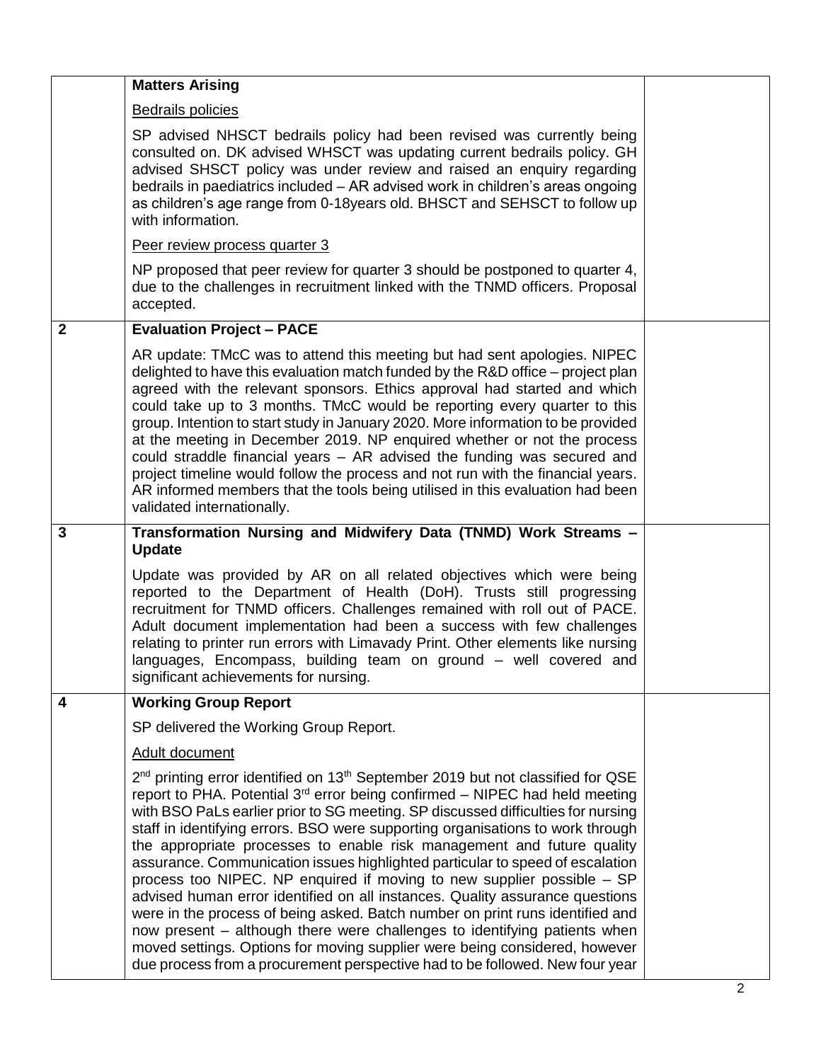| | | |
|---|---|---|
| | **Matters Arising**<br><br>Bedrails policies<br><br>SP advised NHSCT bedrails policy had been revised was currently being consulted on. DK advised WHSCT was updating current bedrails policy. GH advised SHSCT policy was under review and raised an enquiry regarding bedrails in paediatrics included – AR advised work in children's areas ongoing as children's age range from 0-18years old. BHSCT and SEHSCT to follow up with information.<br><br>Peer review process quarter 3<br><br>NP proposed that peer review for quarter 3 should be postponed to quarter 4, due to the challenges in recruitment linked with the TNMD officers. Proposal accepted. | |
| **2** | **Evaluation Project – PACE**<br><br>AR update: TMcC was to attend this meeting but had sent apologies. NIPEC delighted to have this evaluation match funded by the R&D office – project plan agreed with the relevant sponsors. Ethics approval had started and which could take up to 3 months. TMcC would be reporting every quarter to this group. Intention to start study in January 2020. More information to be provided at the meeting in December 2019. NP enquired whether or not the process could straddle financial years – AR advised the funding was secured and project timeline would follow the process and not run with the financial years. AR informed members that the tools being utilised in this evaluation had been validated internationally. | |
| **3** | **Transformation Nursing and Midwifery Data (TNMD) Work Streams – Update**<br><br>Update was provided by AR on all related objectives which were being reported to the Department of Health (DoH). Trusts still progressing recruitment for TNMD officers. Challenges remained with roll out of PACE. Adult document implementation had been a success with few challenges relating to printer run errors with Limavady Print. Other elements like nursing languages, Encompass, building team on ground – well covered and significant achievements for nursing. | |
| **4** | **Working Group Report**<br><br>SP delivered the Working Group Report.<br><br>Adult document<br><br>2nd printing error identified on 13th September 2019 but not classified for QSE report to PHA. Potential 3rd error being confirmed – NIPEC had held meeting with BSO PaLs earlier prior to SG meeting. SP discussed difficulties for nursing staff in identifying errors. BSO were supporting organisations to work through the appropriate processes to enable risk management and future quality assurance. Communication issues highlighted particular to speed of escalation process too NIPEC. NP enquired if moving to new supplier possible – SP advised human error identified on all instances. Quality assurance questions were in the process of being asked. Batch number on print runs identified and now present – although there were challenges to identifying patients when moved settings. Options for moving supplier were being considered, however due process from a procurement perspective had to be followed. New four year | |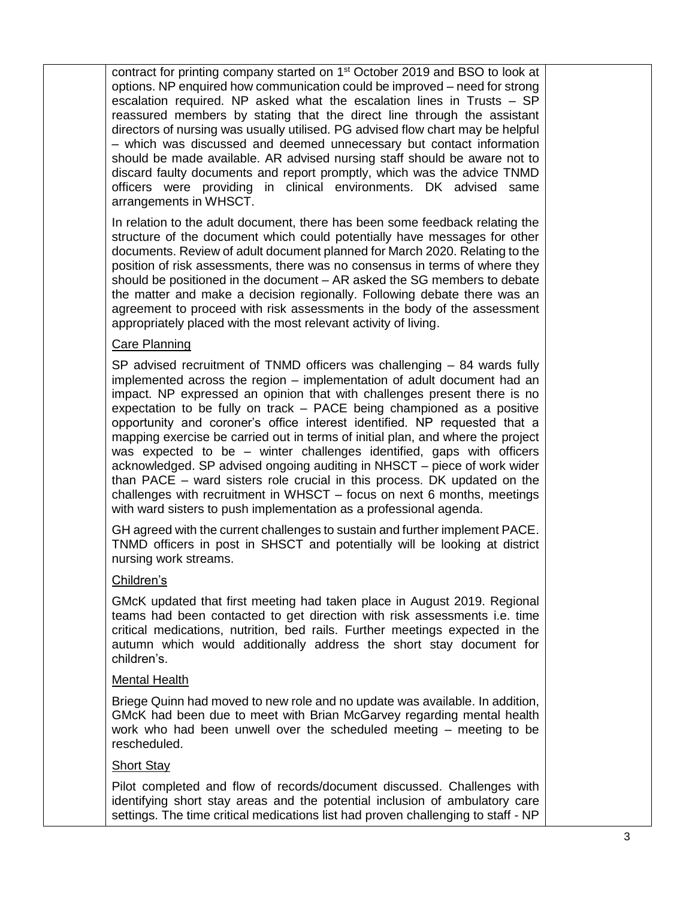contract for printing company started on 1st October 2019 and BSO to look at options. NP enquired how communication could be improved – need for strong escalation required. NP asked what the escalation lines in Trusts – SP reassured members by stating that the direct line through the assistant directors of nursing was usually utilised. PG advised flow chart may be helpful – which was discussed and deemed unnecessary but contact information should be made available. AR advised nursing staff should be aware not to discard faulty documents and report promptly, which was the advice TNMD officers were providing in clinical environments. DK advised same arrangements in WHSCT.

In relation to the adult document, there has been some feedback relating the structure of the document which could potentially have messages for other documents. Review of adult document planned for March 2020. Relating to the position of risk assessments, there was no consensus in terms of where they should be positioned in the document – AR asked the SG members to debate the matter and make a decision regionally. Following debate there was an agreement to proceed with risk assessments in the body of the assessment appropriately placed with the most relevant activity of living.

<u>Care Planning</u>

SP advised recruitment of TNMD officers was challenging – 84 wards fully implemented across the region – implementation of adult document had an impact. NP expressed an opinion that with challenges present there is no expectation to be fully on track – PACE being championed as a positive opportunity and coroner's office interest identified. NP requested that a mapping exercise be carried out in terms of initial plan, and where the project was expected to be – winter challenges identified, gaps with officers acknowledged. SP advised ongoing auditing in NHSCT – piece of work wider than PACE – ward sisters role crucial in this process. DK updated on the challenges with recruitment in WHSCT – focus on next 6 months, meetings with ward sisters to push implementation as a professional agenda.

GH agreed with the current challenges to sustain and further implement PACE. TNMD officers in post in SHSCT and potentially will be looking at district nursing work streams.

<u>Children's</u>

GMcK updated that first meeting had taken place in August 2019. Regional teams had been contacted to get direction with risk assessments i.e. time critical medications, nutrition, bed rails. Further meetings expected in the autumn which would additionally address the short stay document for children's.

<u>Mental Health</u>

Briege Quinn had moved to new role and no update was available. In addition, GMcK had been due to meet with Brian McGarvey regarding mental health work who had been unwell over the scheduled meeting – meeting to be rescheduled.

<u>Short Stay</u>

Pilot completed and flow of records/document discussed. Challenges with identifying short stay areas and the potential inclusion of ambulatory care settings. The time critical medications list had proven challenging to staff - NP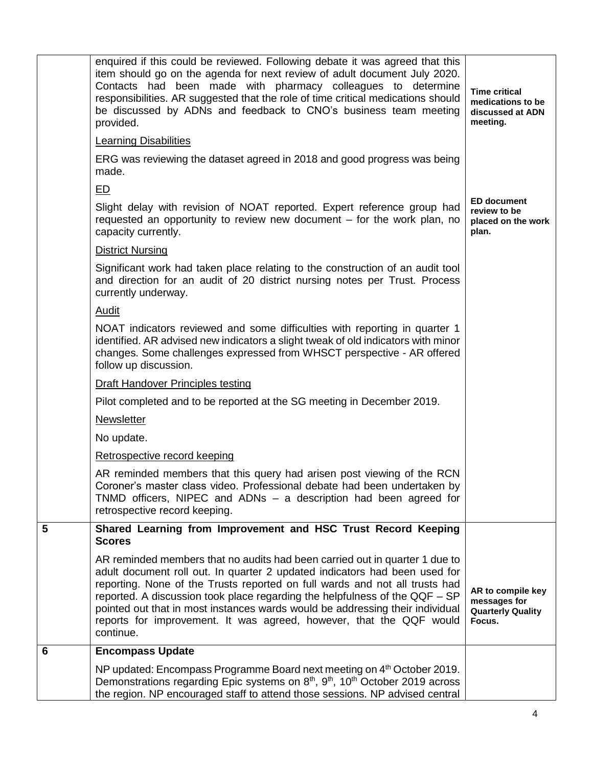| | | |
|---|---|---|
| | enquired if this could be reviewed. Following debate it was agreed that this item should go on the agenda for next review of adult document July 2020. Contacts had been made with pharmacy colleagues to determine responsibilities. AR suggested that the role of time critical medications should be discussed by ADNs and feedback to CNO's business team meeting provided.<br><br>Learning Disabilities<br><br>ERG was reviewing the dataset agreed in 2018 and good progress was being made.<br><br>ED<br><br>Slight delay with revision of NOAT reported. Expert reference group had requested an opportunity to review new document – for the work plan, no capacity currently.<br><br>District Nursing<br><br>Significant work had taken place relating to the construction of an audit tool and direction for an audit of 20 district nursing notes per Trust. Process currently underway.<br><br>Audit<br><br>NOAT indicators reviewed and some difficulties with reporting in quarter 1 identified. AR advised new indicators a slight tweak of old indicators with minor changes. Some challenges expressed from WHSCT perspective - AR offered follow up discussion.<br><br>Draft Handover Principles testing<br><br>Pilot completed and to be reported at the SG meeting in December 2019.<br><br>Newsletter<br><br>No update.<br><br>Retrospective record keeping<br><br>AR reminded members that this query had arisen post viewing of the RCN Coroner's master class video. Professional debate had been undertaken by TNMD officers, NIPEC and ADNs – a description had been agreed for retrospective record keeping. | **Time critical medications to be discussed at ADN meeting.**<br><br>**ED document review to be placed on the work plan.** |
| **5** | **Shared Learning from Improvement and HSC Trust Record Keeping Scores**<br><br>AR reminded members that no audits had been carried out in quarter 1 due to adult document roll out. In quarter 2 updated indicators had been used for reporting. None of the Trusts reported on full wards and not all trusts had reported. A discussion took place regarding the helpfulness of the QQF – SP pointed out that in most instances wards would be addressing their individual reports for improvement. It was agreed, however, that the QQF would continue. | **AR to compile key messages for Quarterly Quality Focus.** |
| **6** | **Encompass Update**<br><br>NP updated: Encompass Programme Board next meeting on 4th October 2019. Demonstrations regarding Epic systems on 8th, 9th, 10th October 2019 across the region. NP encouraged staff to attend those sessions. NP advised central | |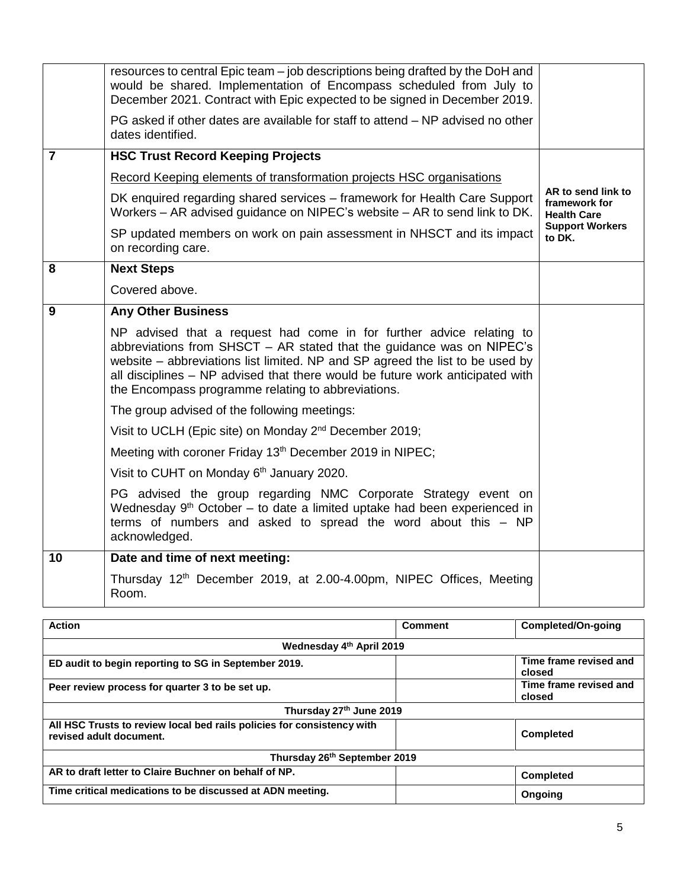|  |  |  |
|---|---|---|
|  | resources to central Epic team – job descriptions being drafted by the DoH and would be shared. Implementation of Encompass scheduled from July to December 2021. Contract with Epic expected to be signed in December 2019.<br><br>PG asked if other dates are available for staff to attend – NP advised no other dates identified. |  |
| **7** | **HSC Trust Record Keeping Projects**<br><br>Record Keeping elements of transformation projects HSC organisations<br><br>DK enquired regarding shared services – framework for Health Care Support Workers – AR advised guidance on NIPEC's website – AR to send link to DK.<br><br>SP updated members on work on pain assessment in NHSCT and its impact on recording care. | **AR to send link to framework for Health Care Support Workers to DK.** |
| **8** | **Next Steps**<br><br>Covered above. |  |
| **9** | **Any Other Business**<br><br>NP advised that a request had come in for further advice relating to abbreviations from SHSCT – AR stated that the guidance was on NIPEC's website – abbreviations list limited. NP and SP agreed the list to be used by all disciplines – NP advised that there would be future work anticipated with the Encompass programme relating to abbreviations.<br><br>The group advised of the following meetings:<br><br>Visit to UCLH (Epic site) on Monday 2nd December 2019;<br><br>Meeting with coroner Friday 13th December 2019 in NIPEC;<br><br>Visit to CUHT on Monday 6th January 2020.<br><br>PG advised the group regarding NMC Corporate Strategy event on Wednesday 9th October – to date a limited uptake had been experienced in terms of numbers and asked to spread the word about this – NP acknowledged. |  |
| **10** | **Date and time of next meeting:**<br><br>Thursday 12th December 2019, at 2.00-4.00pm, NIPEC Offices, Meeting Room. |  |

| **Action** | **Comment** | **Completed/On-going** |
|---|---|---|
| **Wednesday 4th April 2019** |  |  |
| **ED audit to begin reporting to SG in September 2019.** |  | **Time frame revised and closed** |
| **Peer review process for quarter 3 to be set up.** |  | **Time frame revised and closed** |
| **Thursday 27th June 2019** |  |  |
| **All HSC Trusts to review local bed rails policies for consistency with revised adult document.** |  | **Completed** |
| **Thursday 26th September 2019** |  |  |
| **AR to draft letter to Claire Buchner on behalf of NP.** |  | **Completed** |
| **Time critical medications to be discussed at ADN meeting.** |  | **Ongoing** |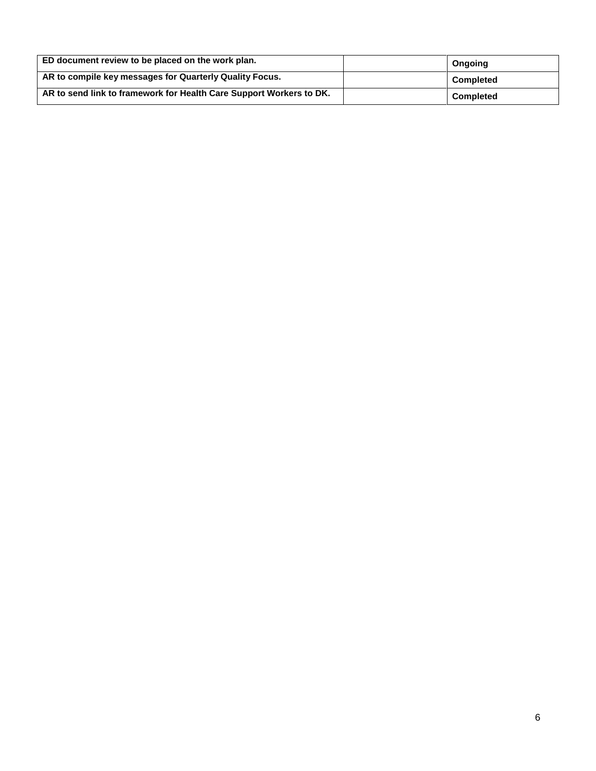| | | |
|---|---|---|
| **ED document review to be placed on the work plan.** | | **Ongoing** |
| **AR to compile key messages for Quarterly Quality Focus.** | | **Completed** |
| **AR to send link to framework for Health Care Support Workers to DK.** | | **Completed** |